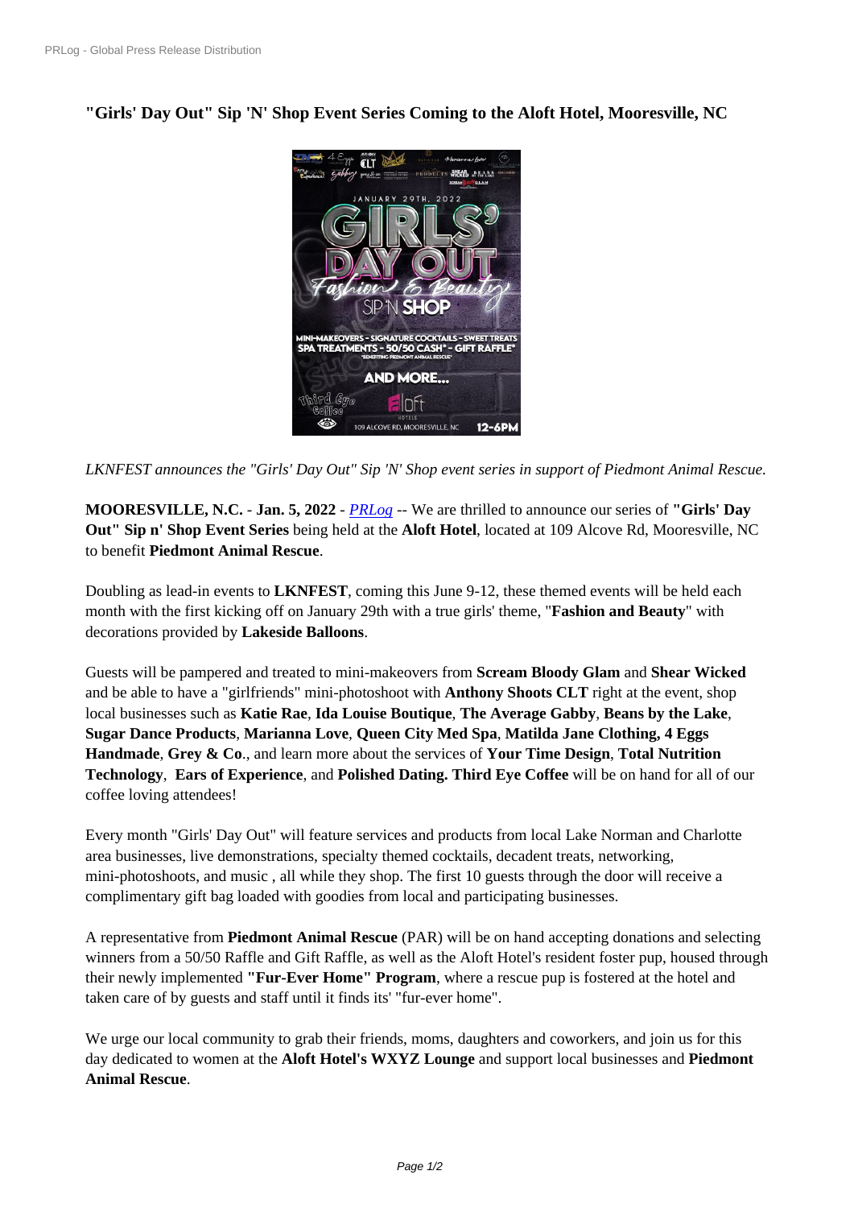**"Girls' Day Out" Sip 'N' Shop Event Series Coming to the Aloft Hotel, Mooresville, NC**

*LKNFEST announces the "Girls' Day Out" Sip 'N' Shop event series in support of Piedmont Animal Rescue.*

**MOORESVILLE, N.C.** - **Jan. 5, 2022** - *PRLog* -- We are thrilled to announce our series of **"Girls' Day Out" Sip n' Shop Event Series** being held at the **Aloft Hotel**, located at 109 Alcove Rd, Mooresville, NC to benefit **Piedmont Animal Rescue**.

Doubling as lead-in events to **LKNFEST**, coming this June 9-12, these themed events will be held each month with the first kicking off on January 29th with a true girls' theme, "**Fashion and Beauty**" with decorations provided by **Lakeside Balloons**.

Guests will be pampered and treated to mini-makeovers from **Scream Bloody Glam** and **Shear Wicked** and be able to have a "girlfriends" mini-photoshoot with **Anthony Shoots CLT** right at the event, shop local businesses such as **Katie Rae**, **Ida Louise Boutique**, **The Average Gabby**, **Beans by the Lake**, **Sugar Dance Products**, **Marianna Love**, **Queen City Med Spa**, **Matilda Jane Clothing, 4 Eggs Handmade**, **Grey & Co**., and learn more about the services of **Your Time Design**, **Total Nutrition Technology**, **Ears of Experience**, and **Polished Dating. Third Eye Coffee** will be on hand for all of our coffee loving attendees!

Every month "Girls' Day Out" will feature services and products from local Lake Norman and Charlotte area businesses, live demonstrations, specialty themed cocktails, decadent treats, networking, mini-photoshoots, and music , all while they shop. The first 10 guests through the door will receive a complimentary gift bag loaded with goodies from local and participating businesses.

A representative from **Piedmont Animal Rescue** (PAR) will be on hand accepting donations and selecting winners from a 50/50 Raffle and Gift Raffle, as well as the Aloft Hotel's resident foster pup, housed through their newly implemented **"Fur-Ever Home" Program**, where a rescue pup is fostered at the hotel and taken care of by guests and staff until it finds its' "fur-ever home".

We urge our local community to grab their friends, moms, daughters and coworkers, and join us for this day dedicated to women at the **Aloft Hotel's WXYZ Lounge** and support local businesses and **Piedmont Animal Rescue**.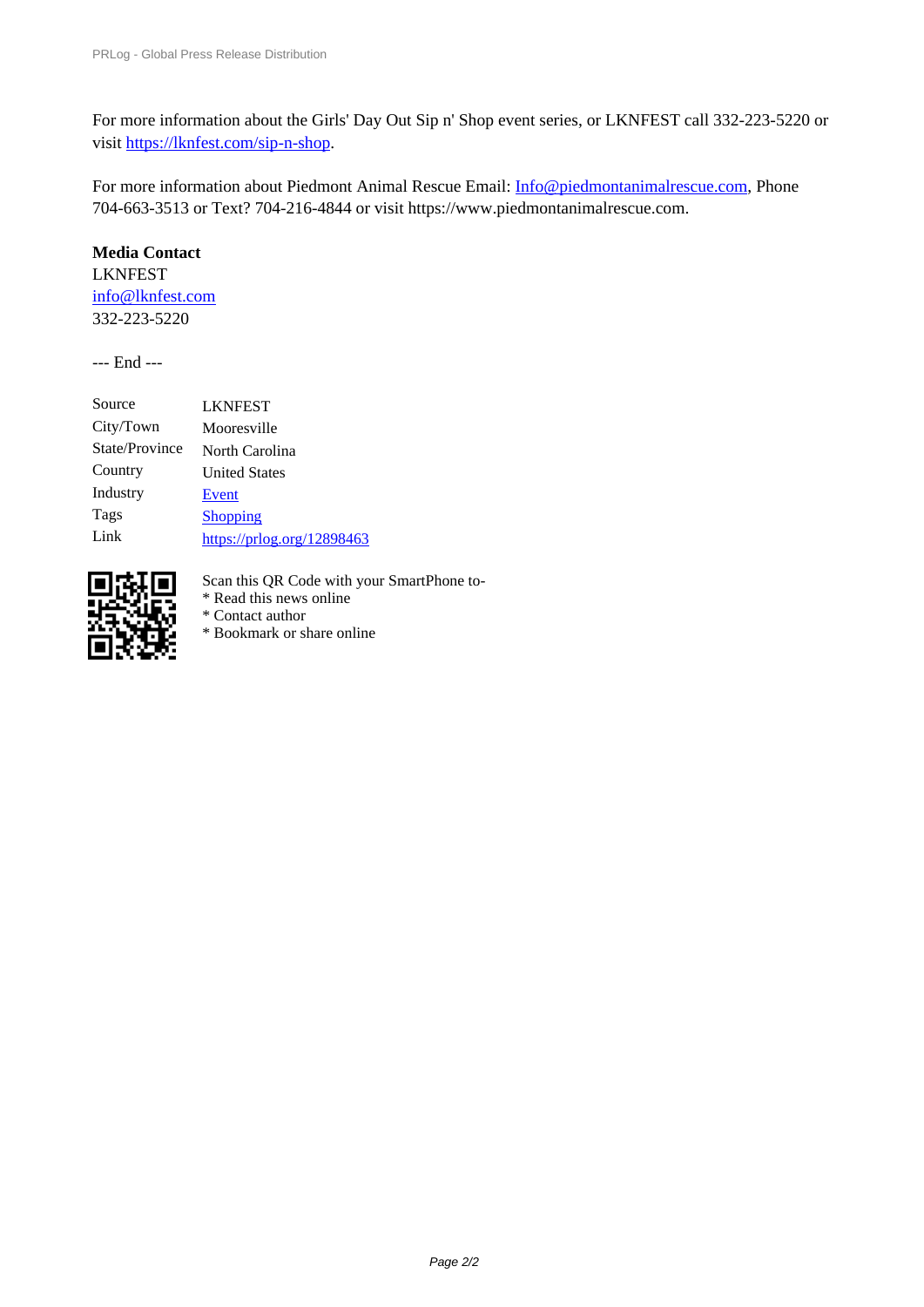For more information about the Girls' Day Out Sip n' Shop event series, or LKNFEST call 332-223-5220 or visit https://lknfest.com/sip-n-shop.

For more information about Piedmont Animal Rescue Email: Info@piedmontanimalrescue.com, Phone 704-663-3513 or Text? 704-216-4844 or visit https://www.piedmontanimalrescue.com.

**Media Contact**
LKNFEST
info@lknfest.com
332-223-5220

--- End ---

| | |
|---|---|
| Source | LKNFEST |
| City/Town | Mooresville |
| State/Province | North Carolina |
| Country | United States |
| Industry | Event |
| Tags | Shopping |
| Link | https://prlog.org/12898463 |

Scan this QR Code with your SmartPhone to-
* Read this news online
* Contact author
* Bookmark or share online